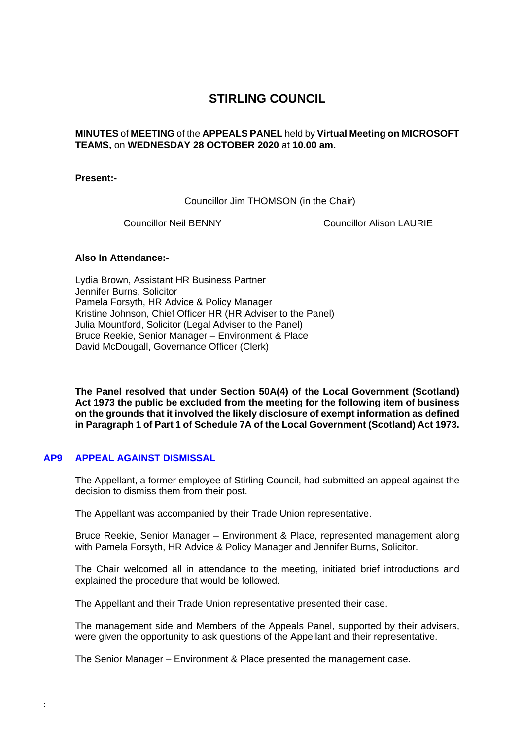# STIRLING COUNCIL

**MINUTES** of **MEETING** of the **APPEALS PANEL** held by **Virtual Meeting on MICROSOFT TEAMS,** on **WEDNESDAY 28 OCTOBER 2020** at **10.00 am.**

**Present:-**

Councillor Jim THOMSON (in the Chair)

Councillor Neil BENNY

Councillor Alison LAURIE

**Also In Attendance:-**

Lydia Brown, Assistant HR Business Partner
Jennifer Burns, Solicitor
Pamela Forsyth, HR Advice & Policy Manager
Kristine Johnson, Chief Officer HR (HR Adviser to the Panel)
Julia Mountford, Solicitor (Legal Adviser to the Panel)
Bruce Reekie, Senior Manager – Environment & Place
David McDougall, Governance Officer (Clerk)

**The Panel resolved that under Section 50A(4) of the Local Government (Scotland) Act 1973 the public be excluded from the meeting for the following item of business on the grounds that it involved the likely disclosure of exempt information as defined in Paragraph 1 of Part 1 of Schedule 7A of the Local Government (Scotland) Act 1973.**

## AP9 APPEAL AGAINST DISMISSAL

The Appellant, a former employee of Stirling Council, had submitted an appeal against the decision to dismiss them from their post.

The Appellant was accompanied by their Trade Union representative.

Bruce Reekie, Senior Manager – Environment & Place, represented management along with Pamela Forsyth, HR Advice & Policy Manager and Jennifer Burns, Solicitor.

The Chair welcomed all in attendance to the meeting, initiated brief introductions and explained the procedure that would be followed.

The Appellant and their Trade Union representative presented their case.

The management side and Members of the Appeals Panel, supported by their advisers, were given the opportunity to ask questions of the Appellant and their representative.

The Senior Manager – Environment & Place presented the management case.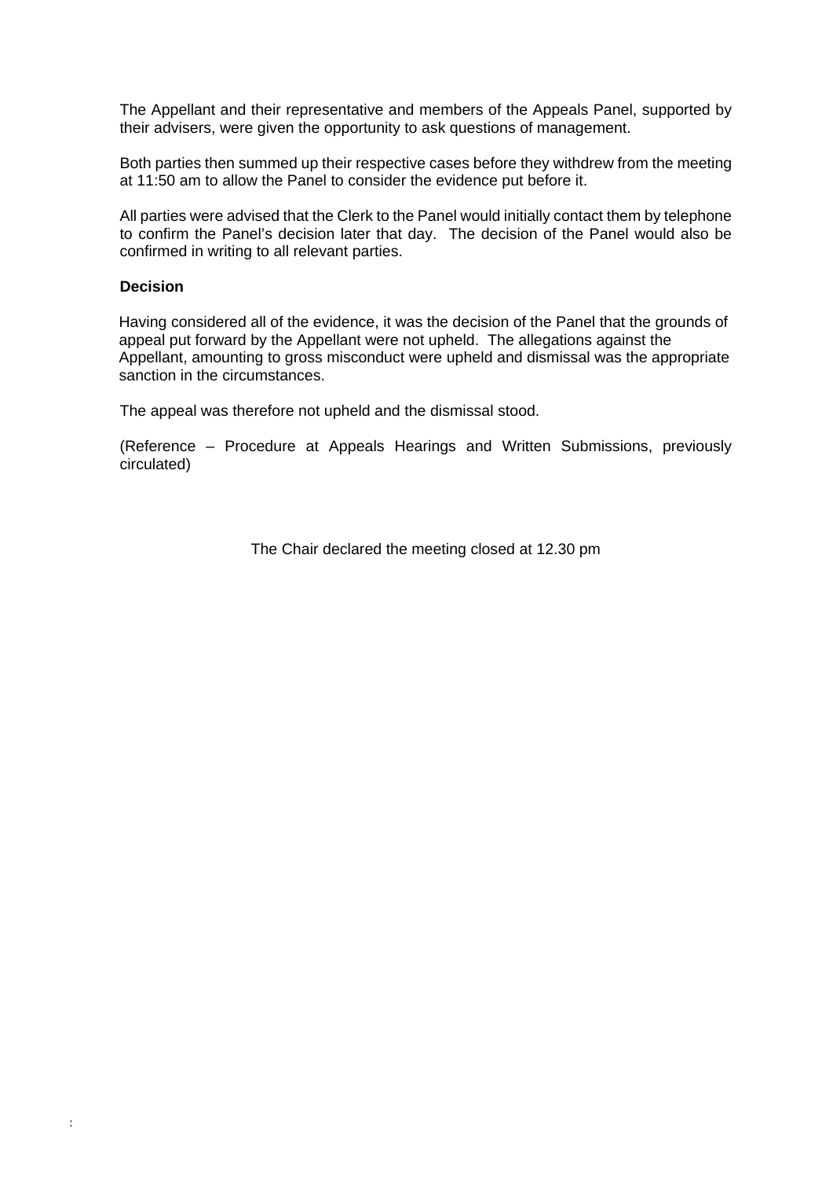The Appellant and their representative and members of the Appeals Panel, supported by their advisers, were given the opportunity to ask questions of management.

Both parties then summed up their respective cases before they withdrew from the meeting at 11:50 am to allow the Panel to consider the evidence put before it.

All parties were advised that the Clerk to the Panel would initially contact them by telephone to confirm the Panel's decision later that day. The decision of the Panel would also be confirmed in writing to all relevant parties.

**Decision**

Having considered all of the evidence, it was the decision of the Panel that the grounds of appeal put forward by the Appellant were not upheld. The allegations against the Appellant, amounting to gross misconduct were upheld and dismissal was the appropriate sanction in the circumstances.

The appeal was therefore not upheld and the dismissal stood.

(Reference – Procedure at Appeals Hearings and Written Submissions, previously circulated)

The Chair declared the meeting closed at 12.30 pm